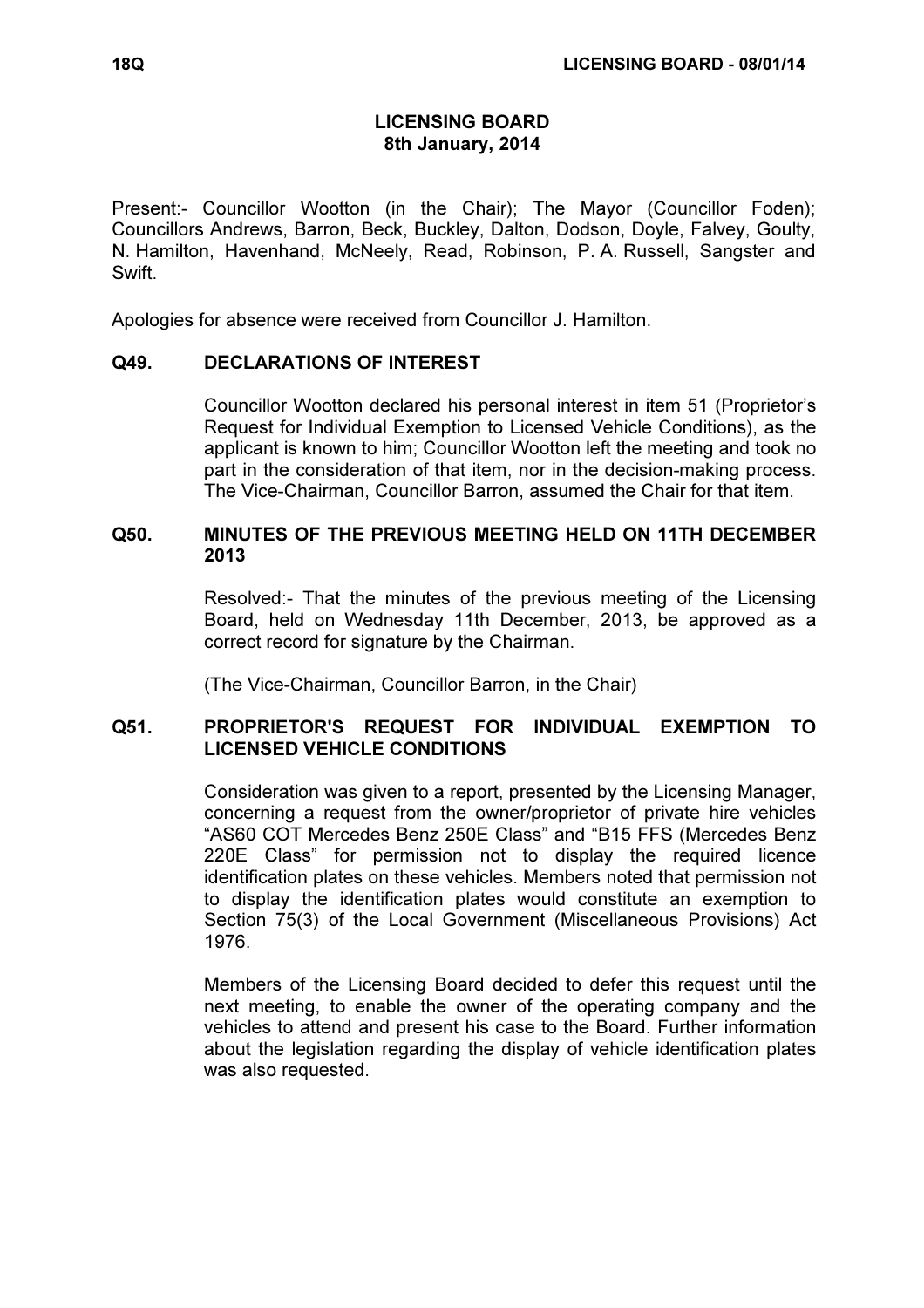# LICENSING BOARD
## 8th January, 2014

Present:- Councillor Wootton (in the Chair); The Mayor (Councillor Foden); Councillors Andrews, Barron, Beck, Buckley, Dalton, Dodson, Doyle, Falvey, Goulty, N. Hamilton, Havenhand, McNeely, Read, Robinson, P. A. Russell, Sangster and Swift.

Apologies for absence were received from Councillor J. Hamilton.

### Q49. DECLARATIONS OF INTEREST

Councillor Wootton declared his personal interest in item 51 (Proprietor's Request for Individual Exemption to Licensed Vehicle Conditions), as the applicant is known to him; Councillor Wootton left the meeting and took no part in the consideration of that item, nor in the decision-making process. The Vice-Chairman, Councillor Barron, assumed the Chair for that item.

### Q50. MINUTES OF THE PREVIOUS MEETING HELD ON 11TH DECEMBER 2013

Resolved:- That the minutes of the previous meeting of the Licensing Board, held on Wednesday 11th December, 2013, be approved as a correct record for signature by the Chairman.

(The Vice-Chairman, Councillor Barron, in the Chair)

### Q51. PROPRIETOR'S REQUEST FOR INDIVIDUAL EXEMPTION TO LICENSED VEHICLE CONDITIONS

Consideration was given to a report, presented by the Licensing Manager, concerning a request from the owner/proprietor of private hire vehicles "AS60 COT Mercedes Benz 250E Class" and "B15 FFS (Mercedes Benz 220E Class" for permission not to display the required licence identification plates on these vehicles. Members noted that permission not to display the identification plates would constitute an exemption to Section 75(3) of the Local Government (Miscellaneous Provisions) Act 1976.

Members of the Licensing Board decided to defer this request until the next meeting, to enable the owner of the operating company and the vehicles to attend and present his case to the Board. Further information about the legislation regarding the display of vehicle identification plates was also requested.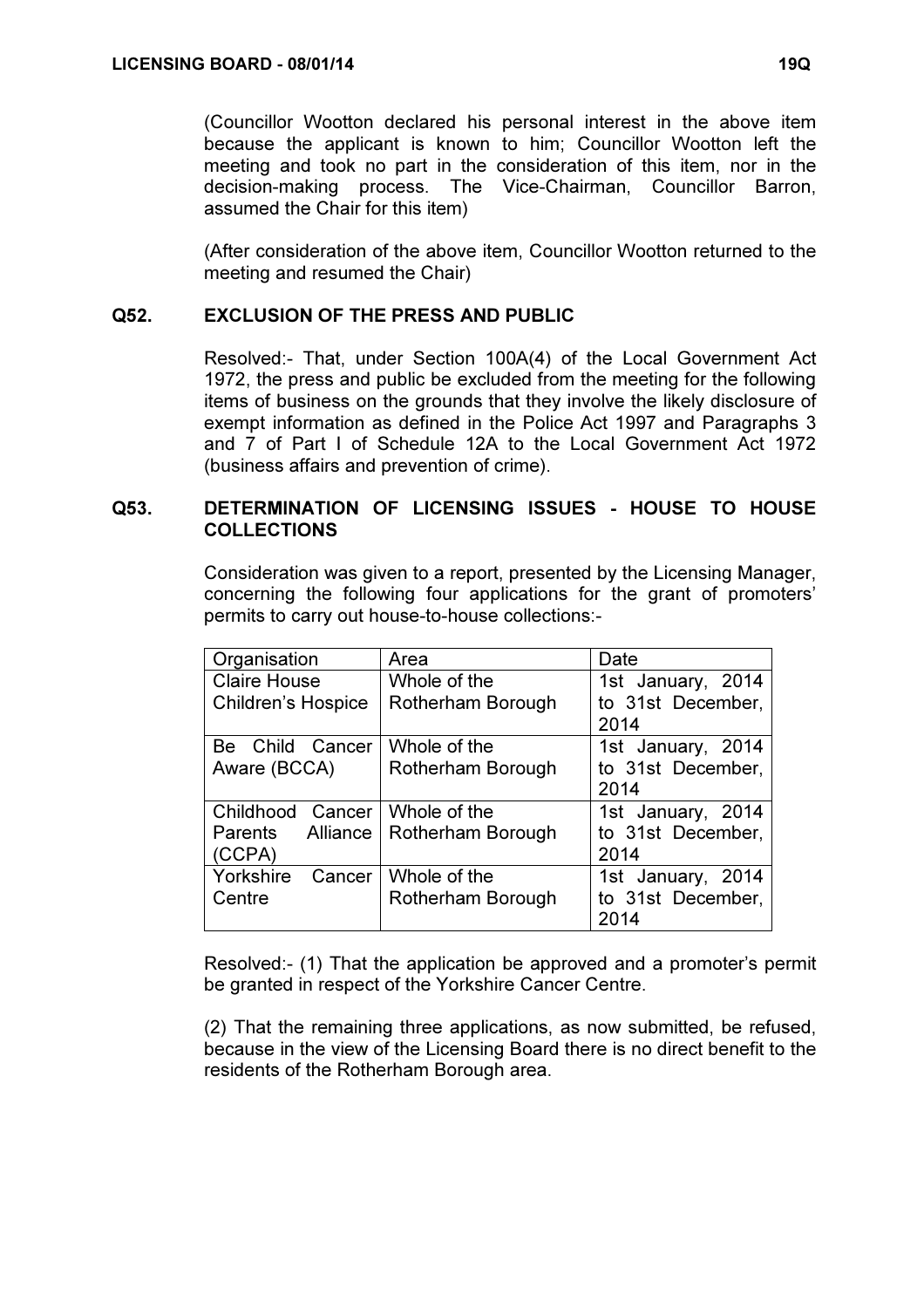(Councillor Wootton declared his personal interest in the above item because the applicant is known to him; Councillor Wootton left the meeting and took no part in the consideration of this item, nor in the decision-making process. The Vice-Chairman, Councillor Barron, assumed the Chair for this item)

(After consideration of the above item, Councillor Wootton returned to the meeting and resumed the Chair)

## Q52. EXCLUSION OF THE PRESS AND PUBLIC

Resolved:- That, under Section 100A(4) of the Local Government Act 1972, the press and public be excluded from the meeting for the following items of business on the grounds that they involve the likely disclosure of exempt information as defined in the Police Act 1997 and Paragraphs 3 and 7 of Part I of Schedule 12A to the Local Government Act 1972 (business affairs and prevention of crime).

## Q53. DETERMINATION OF LICENSING ISSUES - HOUSE TO HOUSE COLLECTIONS

Consideration was given to a report, presented by the Licensing Manager, concerning the following four applications for the grant of promoters' permits to carry out house-to-house collections:-

| Organisation | Area | Date |
|---|---|---|
| Claire House Children's Hospice | Whole of the Rotherham Borough | 1st January, 2014 to 31st December, 2014 |
| Be Child Cancer Aware (BCCA) | Whole of the Rotherham Borough | 1st January, 2014 to 31st December, 2014 |
| Childhood Cancer Parents Alliance (CCPA) | Whole of the Rotherham Borough | 1st January, 2014 to 31st December, 2014 |
| Yorkshire Cancer Centre | Whole of the Rotherham Borough | 1st January, 2014 to 31st December, 2014 |

Resolved:- (1) That the application be approved and a promoter's permit be granted in respect of the Yorkshire Cancer Centre.

(2) That the remaining three applications, as now submitted, be refused, because in the view of the Licensing Board there is no direct benefit to the residents of the Rotherham Borough area.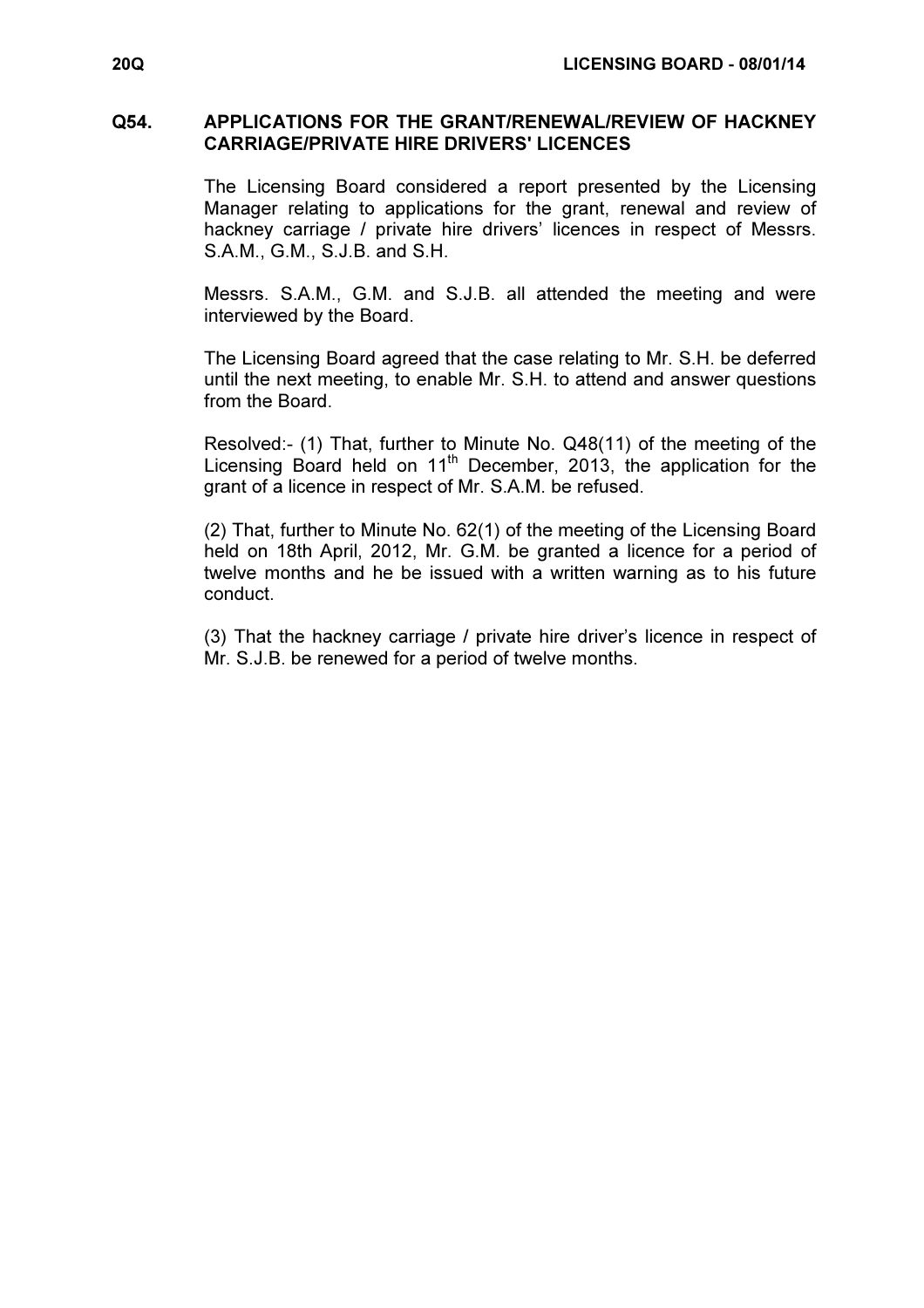## Q54. APPLICATIONS FOR THE GRANT/RENEWAL/REVIEW OF HACKNEY CARRIAGE/PRIVATE HIRE DRIVERS' LICENCES

The Licensing Board considered a report presented by the Licensing Manager relating to applications for the grant, renewal and review of hackney carriage / private hire drivers' licences in respect of Messrs. S.A.M., G.M., S.J.B. and S.H.

Messrs. S.A.M., G.M. and S.J.B. all attended the meeting and were interviewed by the Board.

The Licensing Board agreed that the case relating to Mr. S.H. be deferred until the next meeting, to enable Mr. S.H. to attend and answer questions from the Board.

Resolved:- (1) That, further to Minute No. Q48(11) of the meeting of the Licensing Board held on 11th December, 2013, the application for the grant of a licence in respect of Mr. S.A.M. be refused.

(2) That, further to Minute No. 62(1) of the meeting of the Licensing Board held on 18th April, 2012, Mr. G.M. be granted a licence for a period of twelve months and he be issued with a written warning as to his future conduct.

(3) That the hackney carriage / private hire driver's licence in respect of Mr. S.J.B. be renewed for a period of twelve months.